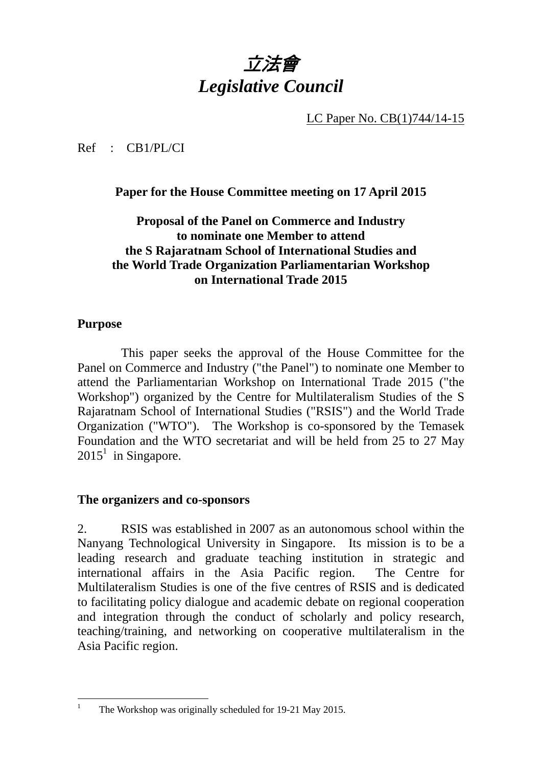# 立法會
# *Legislative Council*

LC Paper No. CB(1)744/14-15

Ref : CB1/PL/CI

**Paper for the House Committee meeting on 17 April 2015**

**Proposal of the Panel on Commerce and Industry to nominate one Member to attend the S Rajaratnam School of International Studies and the World Trade Organization Parliamentarian Workshop on International Trade 2015**

## Purpose

This paper seeks the approval of the House Committee for the Panel on Commerce and Industry ("the Panel") to nominate one Member to attend the Parliamentarian Workshop on International Trade 2015 ("the Workshop") organized by the Centre for Multilateralism Studies of the S Rajaratnam School of International Studies ("RSIS") and the World Trade Organization ("WTO"). The Workshop is co-sponsored by the Temasek Foundation and the WTO secretariat and will be held from 25 to 27 May 2015[1] in Singapore.

## The organizers and co-sponsors

2. RSIS was established in 2007 as an autonomous school within the Nanyang Technological University in Singapore. Its mission is to be a leading research and graduate teaching institution in strategic and international affairs in the Asia Pacific region. The Centre for Multilateralism Studies is one of the five centres of RSIS and is dedicated to facilitating policy dialogue and academic debate on regional cooperation and integration through the conduct of scholarly and policy research, teaching/training, and networking on cooperative multilateralism in the Asia Pacific region.

---

[1] The Workshop was originally scheduled for 19-21 May 2015.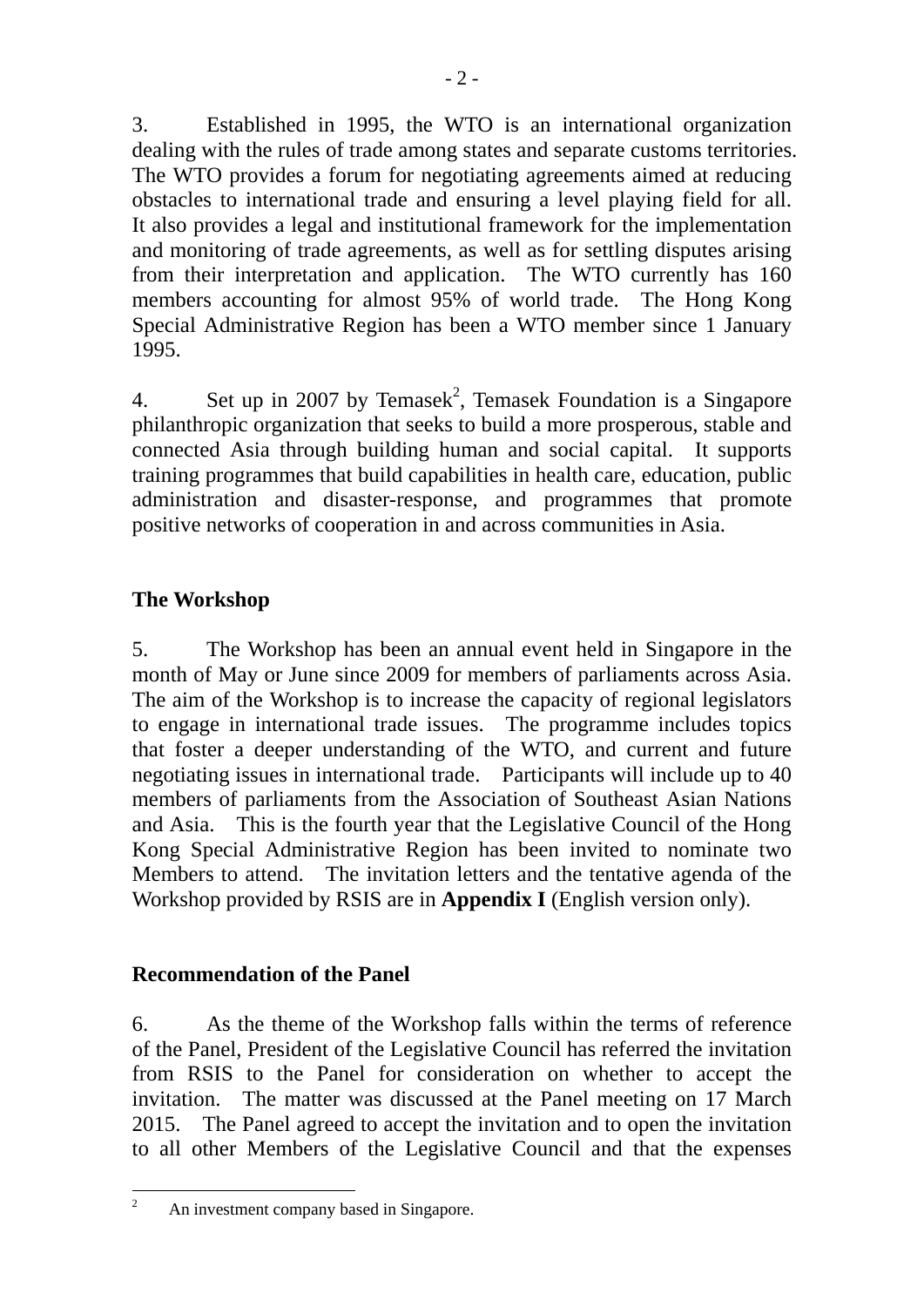3. Established in 1995, the WTO is an international organization dealing with the rules of trade among states and separate customs territories. The WTO provides a forum for negotiating agreements aimed at reducing obstacles to international trade and ensuring a level playing field for all. It also provides a legal and institutional framework for the implementation and monitoring of trade agreements, as well as for settling disputes arising from their interpretation and application. The WTO currently has 160 members accounting for almost 95% of world trade. The Hong Kong Special Administrative Region has been a WTO member since 1 January 1995.

4. Set up in 2007 by Temasek[2], Temasek Foundation is a Singapore philanthropic organization that seeks to build a more prosperous, stable and connected Asia through building human and social capital. It supports training programmes that build capabilities in health care, education, public administration and disaster-response, and programmes that promote positive networks of cooperation in and across communities in Asia.

## The Workshop

5. The Workshop has been an annual event held in Singapore in the month of May or June since 2009 for members of parliaments across Asia. The aim of the Workshop is to increase the capacity of regional legislators to engage in international trade issues. The programme includes topics that foster a deeper understanding of the WTO, and current and future negotiating issues in international trade. Participants will include up to 40 members of parliaments from the Association of Southeast Asian Nations and Asia. This is the fourth year that the Legislative Council of the Hong Kong Special Administrative Region has been invited to nominate two Members to attend. The invitation letters and the tentative agenda of the Workshop provided by RSIS are in **Appendix I** (English version only).

## Recommendation of the Panel

6. As the theme of the Workshop falls within the terms of reference of the Panel, President of the Legislative Council has referred the invitation from RSIS to the Panel for consideration on whether to accept the invitation. The matter was discussed at the Panel meeting on 17 March 2015. The Panel agreed to accept the invitation and to open the invitation to all other Members of the Legislative Council and that the expenses

---

[2] An investment company based in Singapore.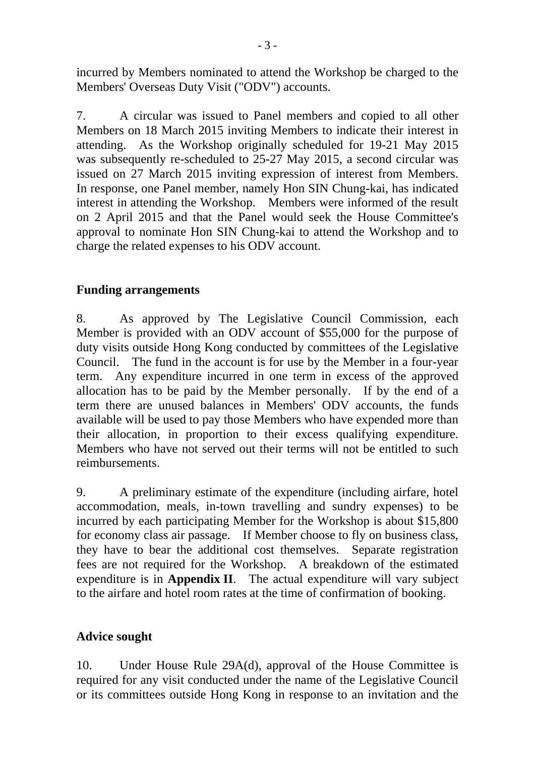incurred by Members nominated to attend the Workshop be charged to the Members' Overseas Duty Visit ("ODV") accounts.

7. A circular was issued to Panel members and copied to all other Members on 18 March 2015 inviting Members to indicate their interest in attending. As the Workshop originally scheduled for 19-21 May 2015 was subsequently re-scheduled to 25-27 May 2015, a second circular was issued on 27 March 2015 inviting expression of interest from Members. In response, one Panel member, namely Hon SIN Chung-kai, has indicated interest in attending the Workshop. Members were informed of the result on 2 April 2015 and that the Panel would seek the House Committee's approval to nominate Hon SIN Chung-kai to attend the Workshop and to charge the related expenses to his ODV account.

## Funding arrangements

8. As approved by The Legislative Council Commission, each Member is provided with an ODV account of $55,000 for the purpose of duty visits outside Hong Kong conducted by committees of the Legislative Council. The fund in the account is for use by the Member in a four-year term. Any expenditure incurred in one term in excess of the approved allocation has to be paid by the Member personally. If by the end of a term there are unused balances in Members' ODV accounts, the funds available will be used to pay those Members who have expended more than their allocation, in proportion to their excess qualifying expenditure. Members who have not served out their terms will not be entitled to such reimbursements.

9. A preliminary estimate of the expenditure (including airfare, hotel accommodation, meals, in-town travelling and sundry expenses) to be incurred by each participating Member for the Workshop is about $15,800 for economy class air passage. If Member choose to fly on business class, they have to bear the additional cost themselves. Separate registration fees are not required for the Workshop. A breakdown of the estimated expenditure is in **Appendix II**. The actual expenditure will vary subject to the airfare and hotel room rates at the time of confirmation of booking.

## Advice sought

10. Under House Rule 29A(d), approval of the House Committee is required for any visit conducted under the name of the Legislative Council or its committees outside Hong Kong in response to an invitation and the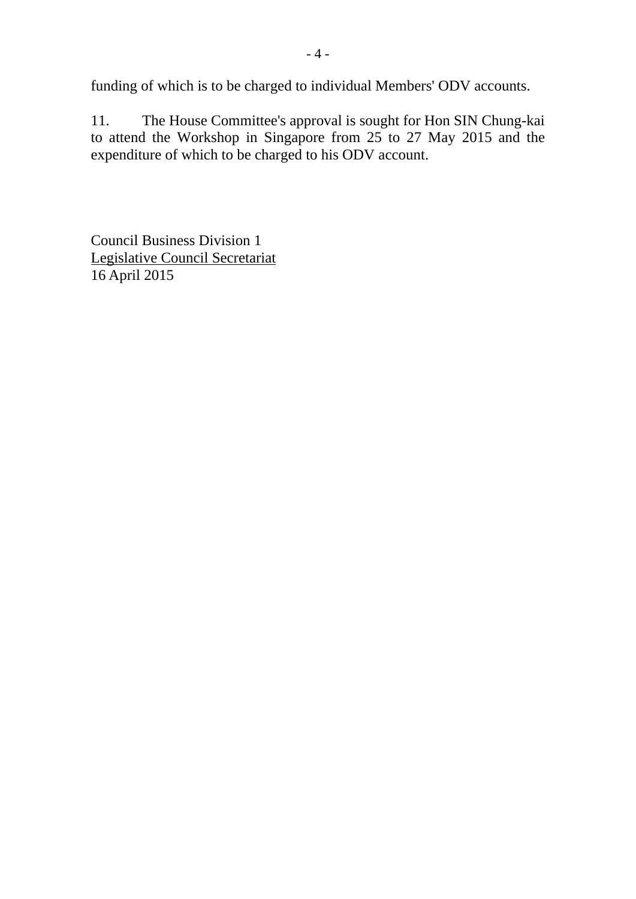funding of which is to be charged to individual Members' ODV accounts.

11. The House Committee's approval is sought for Hon SIN Chung-kai to attend the Workshop in Singapore from 25 to 27 May 2015 and the expenditure of which to be charged to his ODV account.

Council Business Division 1
Legislative Council Secretariat
16 April 2015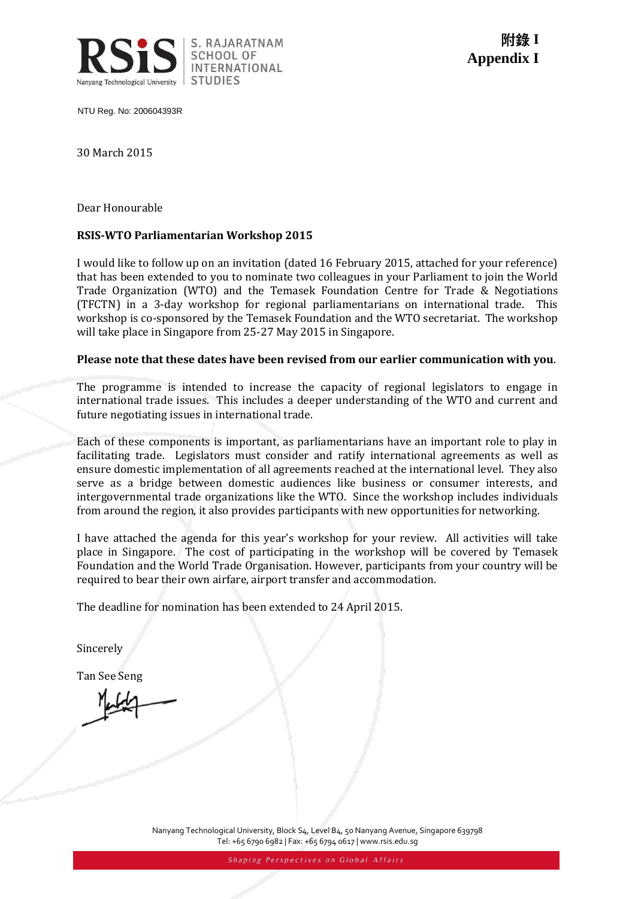附錄 I
**Appendix I**

S. RAJARATNAM SCHOOL OF INTERNATIONAL STUDIES

Nanyang Technological University

NTU Reg. No: 200604393R

30 March 2015

Dear Honourable

**RSIS-WTO Parliamentarian Workshop 2015**

I would like to follow up on an invitation (dated 16 February 2015, attached for your reference) that has been extended to you to nominate two colleagues in your Parliament to join the World Trade Organization (WTO) and the Temasek Foundation Centre for Trade & Negotiations (TFCTN) in a 3-day workshop for regional parliamentarians on international trade. This workshop is co-sponsored by the Temasek Foundation and the WTO secretariat. The workshop will take place in Singapore from 25-27 May 2015 in Singapore.

**Please note that these dates have been revised from our earlier communication with you**.

The programme is intended to increase the capacity of regional legislators to engage in international trade issues. This includes a deeper understanding of the WTO and current and future negotiating issues in international trade.

Each of these components is important, as parliamentarians have an important role to play in facilitating trade. Legislators must consider and ratify international agreements as well as ensure domestic implementation of all agreements reached at the international level. They also serve as a bridge between domestic audiences like business or consumer interests, and intergovernmental trade organizations like the WTO. Since the workshop includes individuals from around the region, it also provides participants with new opportunities for networking.

I have attached the agenda for this year's workshop for your review. All activities will take place in Singapore. The cost of participating in the workshop will be covered by Temasek Foundation and the World Trade Organisation. However, participants from your country will be required to bear their own airfare, airport transfer and accommodation.

The deadline for nomination has been extended to 24 April 2015.

Sincerely

Tan See Seng

Nanyang Technological University, Block S4, Level B4, 50 Nanyang Avenue, Singapore 639798
Tel: +65 6790 6982 | Fax: +65 6794 0617 | www.rsis.edu.sg

*Shaping Perspectives on Global Affairs*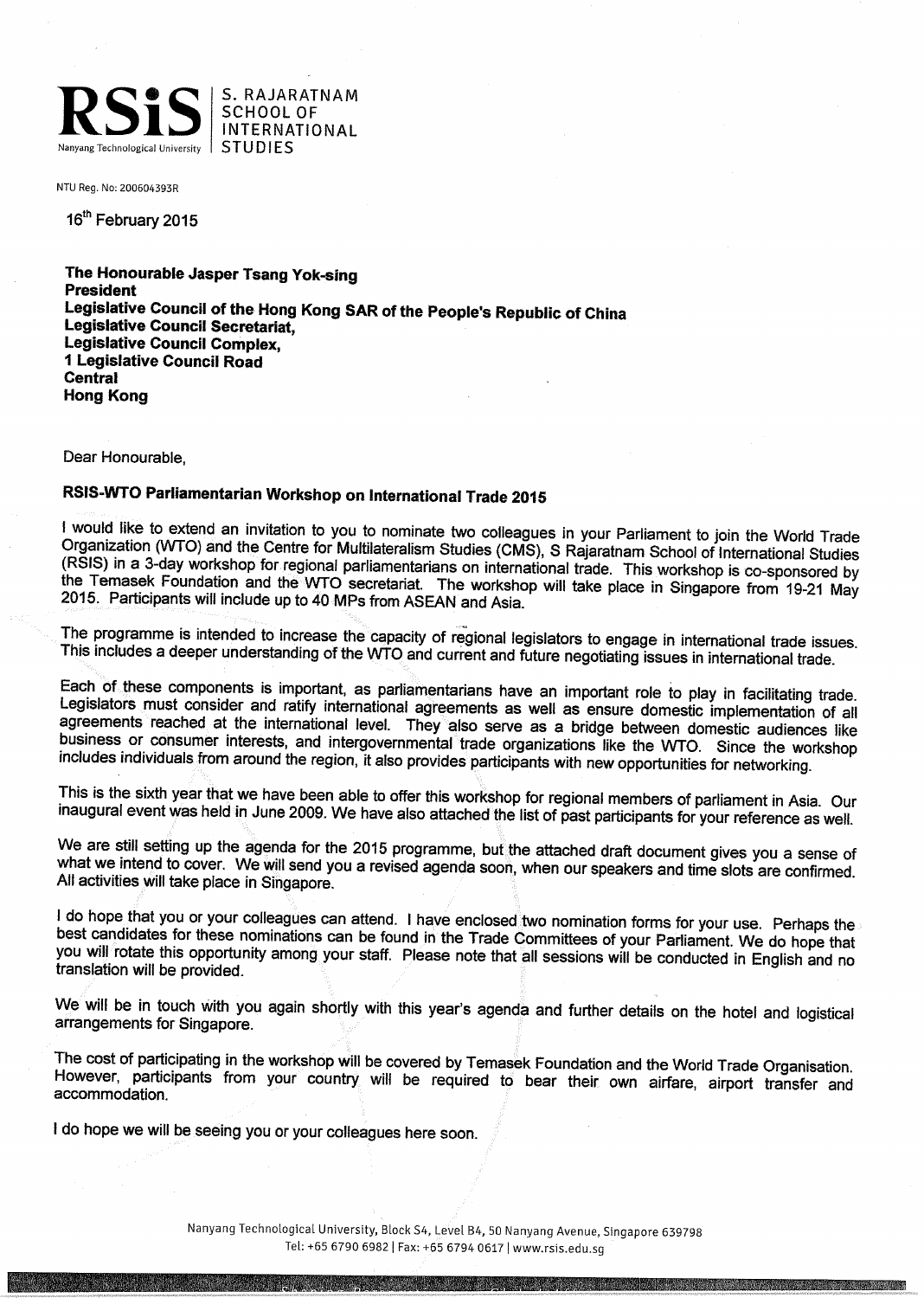**RSiS** | S. RAJARATNAM SCHOOL OF INTERNATIONAL STUDIES

Nanyang Technological University

NTU Reg. No: 200604393R

16th February 2015

**The Honourable Jasper Tsang Yok-sing**
**President**
**Legislative Council of the Hong Kong SAR of the People's Republic of China**
**Legislative Council Secretariat,**
**Legislative Council Complex,**
**1 Legislative Council Road**
**Central**
**Hong Kong**

Dear Honourable,

**RSIS-WTO Parliamentarian Workshop on International Trade 2015**

I would like to extend an invitation to you to nominate two colleagues in your Parliament to join the World Trade Organization (WTO) and the Centre for Multilateralism Studies (CMS), S Rajaratnam School of International Studies (RSIS) in a 3-day workshop for regional parliamentarians on international trade. This workshop is co-sponsored by the Temasek Foundation and the WTO secretariat. The workshop will take place in Singapore from 19-21 May 2015. Participants will include up to 40 MPs from ASEAN and Asia.

The programme is intended to increase the capacity of regional legislators to engage in international trade issues. This includes a deeper understanding of the WTO and current and future negotiating issues in international trade.

Each of these components is important, as parliamentarians have an important role to play in facilitating trade. Legislators must consider and ratify international agreements as well as ensure domestic implementation of all agreements reached at the international level. They also serve as a bridge between domestic audiences like business or consumer interests, and intergovernmental trade organizations like the WTO. Since the workshop includes individuals from around the region, it also provides participants with new opportunities for networking.

This is the sixth year that we have been able to offer this workshop for regional members of parliament in Asia. Our inaugural event was held in June 2009. We have also attached the list of past participants for your reference as well.

We are still setting up the agenda for the 2015 programme, but the attached draft document gives you a sense of what we intend to cover. We will send you a revised agenda soon, when our speakers and time slots are confirmed. All activities will take place in Singapore.

I do hope that you or your colleagues can attend. I have enclosed two nomination forms for your use. Perhaps the best candidates for these nominations can be found in the Trade Committees of your Parliament. We do hope that you will rotate this opportunity among your staff. Please note that all sessions will be conducted in English and no translation will be provided.

We will be in touch with you again shortly with this year's agenda and further details on the hotel and logistical arrangements for Singapore.

The cost of participating in the workshop will be covered by Temasek Foundation and the World Trade Organisation. However, participants from your country will be required to bear their own airfare, airport transfer and accommodation.

I do hope we will be seeing you or your colleagues here soon.

Nanyang Technological University, Block S4, Level B4, 50 Nanyang Avenue, Singapore 639798
Tel: +65 6790 6982 | Fax: +65 6794 0617 | www.rsis.edu.sg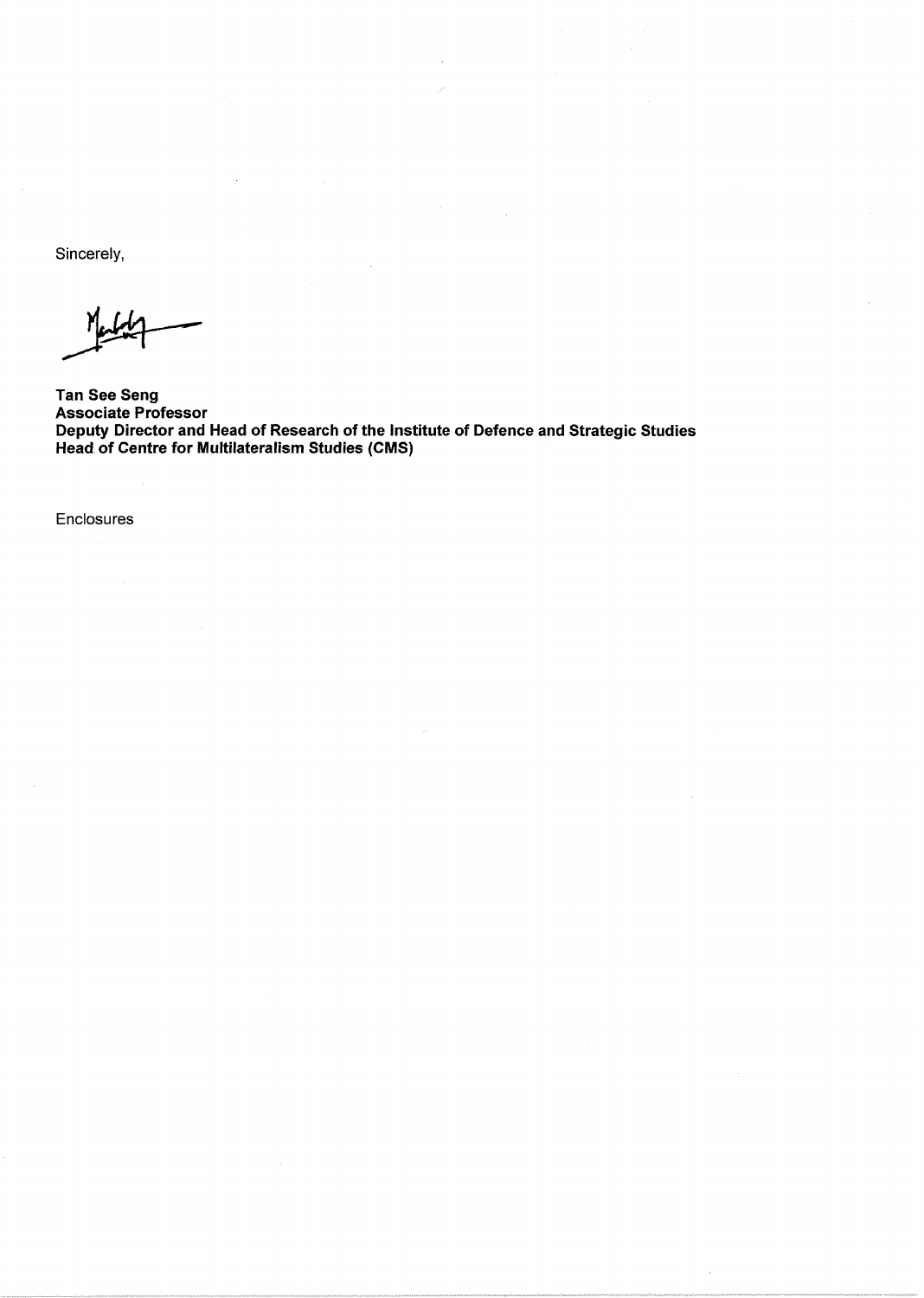Sincerely,

**Tan See Seng**
**Associate Professor**
**Deputy Director and Head of Research of the Institute of Defence and Strategic Studies**
**Head of Centre for Multilateralism Studies (CMS)**

Enclosures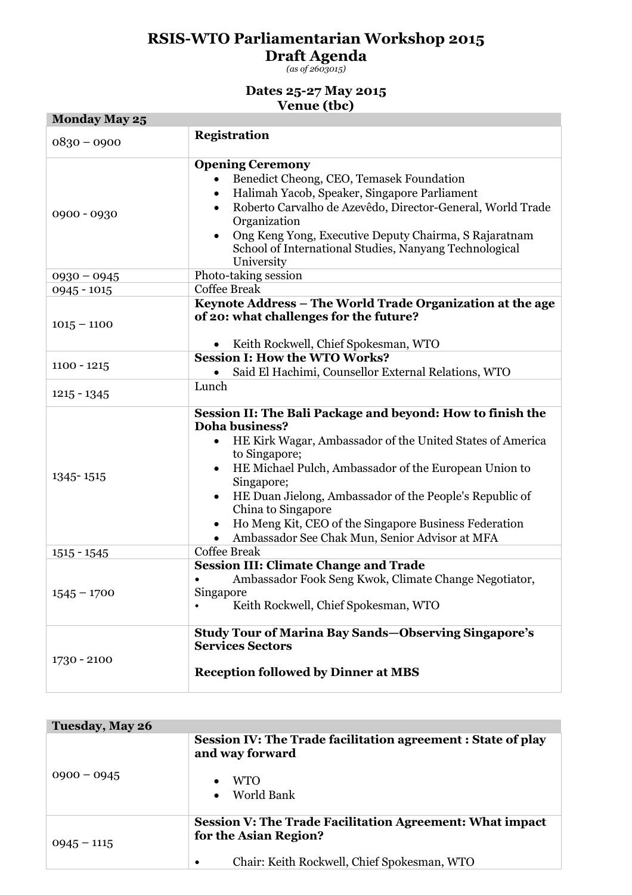# RSIS-WTO Parliamentarian Workshop 2015
## Draft Agenda

*(as of 2603015)*

### Dates 25-27 May 2015
### Venue (tbc)

| **Monday May 25** | |
|---|---|
| 0830 – 0900 | **Registration** |
| 0900 - 0930 | **Opening Ceremony**<br>• Benedict Cheong, CEO, Temasek Foundation<br>• Halimah Yacob, Speaker, Singapore Parliament<br>• Roberto Carvalho de Azevêdo, Director-General, World Trade Organization<br>• Ong Keng Yong, Executive Deputy Chairma, S Rajaratnam School of International Studies, Nanyang Technological University |
| 0930 – 0945 | Photo-taking session |
| 0945 - 1015 | Coffee Break |
| 1015 – 1100 | **Keynote Address – The World Trade Organization at the age of 20: what challenges for the future?**<br>• Keith Rockwell, Chief Spokesman, WTO |
| 1100 - 1215 | **Session I: How the WTO Works?**<br>• Said El Hachimi, Counsellor External Relations, WTO |
| 1215 - 1345 | Lunch |
| 1345- 1515 | **Session II: The Bali Package and beyond: How to finish the Doha business?**<br>• HE Kirk Wagar, Ambassador of the United States of America to Singapore;<br>• HE Michael Pulch, Ambassador of the European Union to Singapore;<br>• HE Duan Jielong, Ambassador of the People's Republic of China to Singapore<br>• Ho Meng Kit, CEO of the Singapore Business Federation<br>• Ambassador See Chak Mun, Senior Advisor at MFA |
| 1515 - 1545 | Coffee Break |
| 1545 – 1700 | **Session III: Climate Change and Trade**<br>• Ambassador Fook Seng Kwok, Climate Change Negotiator, Singapore<br>• Keith Rockwell, Chief Spokesman, WTO |
| 1730 - 2100 | **Study Tour of Marina Bay Sands—Observing Singapore's Services Sectors**<br><br>**Reception followed by Dinner at MBS** |

| **Tuesday, May 26** | |
|---|---|
| 0900 – 0945 | **Session IV: The Trade facilitation agreement : State of play and way forward**<br>• WTO<br>• World Bank |
| 0945 – 1115 | **Session V: The Trade Facilitation Agreement: What impact for the Asian Region?**<br>• Chair: Keith Rockwell, Chief Spokesman, WTO |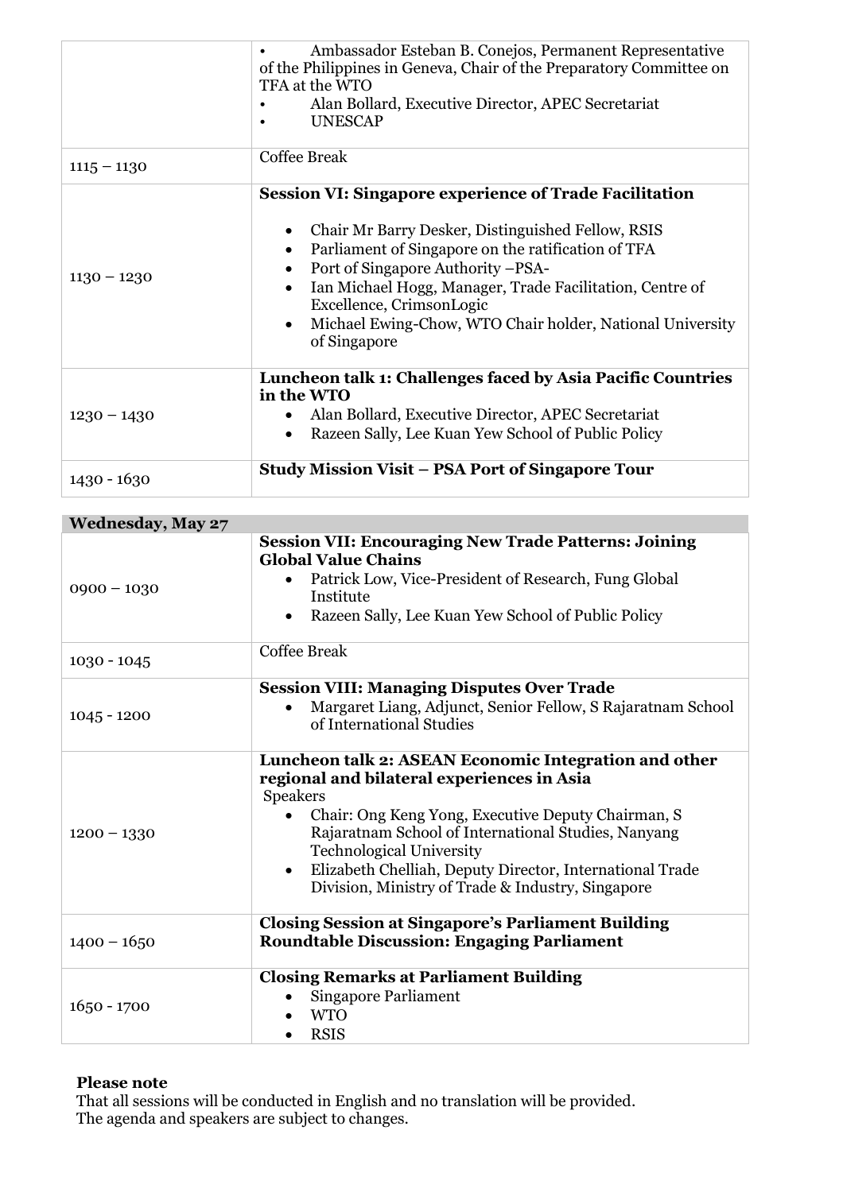| | |
|---|---|
| | • Ambassador Esteban B. Conejos, Permanent Representative of the Philippines in Geneva, Chair of the Preparatory Committee on TFA at the WTO<br>• Alan Bollard, Executive Director, APEC Secretariat<br>• UNESCAP |
| 1115 – 1130 | Coffee Break |
| 1130 – 1230 | **Session VI: Singapore experience of Trade Facilitation**<br>• Chair Mr Barry Desker, Distinguished Fellow, RSIS<br>• Parliament of Singapore on the ratification of TFA<br>• Port of Singapore Authority –PSA-<br>• Ian Michael Hogg, Manager, Trade Facilitation, Centre of Excellence, CrimsonLogic<br>• Michael Ewing-Chow, WTO Chair holder, National University of Singapore |
| 1230 – 1430 | **Luncheon talk 1: Challenges faced by Asia Pacific Countries in the WTO**<br>• Alan Bollard, Executive Director, APEC Secretariat<br>• Razeen Sally, Lee Kuan Yew School of Public Policy |
| 1430 - 1630 | **Study Mission Visit – PSA Port of Singapore Tour** |

| **Wednesday, May 27** | |
|---|---|
| 0900 – 1030 | **Session VII: Encouraging New Trade Patterns: Joining Global Value Chains**<br>• Patrick Low, Vice-President of Research, Fung Global Institute<br>• Razeen Sally, Lee Kuan Yew School of Public Policy |
| 1030 - 1045 | Coffee Break |
| 1045 - 1200 | **Session VIII: Managing Disputes Over Trade**<br>• Margaret Liang, Adjunct, Senior Fellow, S Rajaratnam School of International Studies |
| 1200 – 1330 | **Luncheon talk 2: ASEAN Economic Integration and other regional and bilateral experiences in Asia**<br>Speakers<br>• Chair: Ong Keng Yong, Executive Deputy Chairman, S Rajaratnam School of International Studies, Nanyang Technological University<br>• Elizabeth Chelliah, Deputy Director, International Trade Division, Ministry of Trade & Industry, Singapore |
| 1400 – 1650 | **Closing Session at Singapore's Parliament Building Roundtable Discussion: Engaging Parliament** |
| 1650 - 1700 | **Closing Remarks at Parliament Building**<br>• Singapore Parliament<br>• WTO<br>• RSIS |

**Please note**
That all sessions will be conducted in English and no translation will be provided.
The agenda and speakers are subject to changes.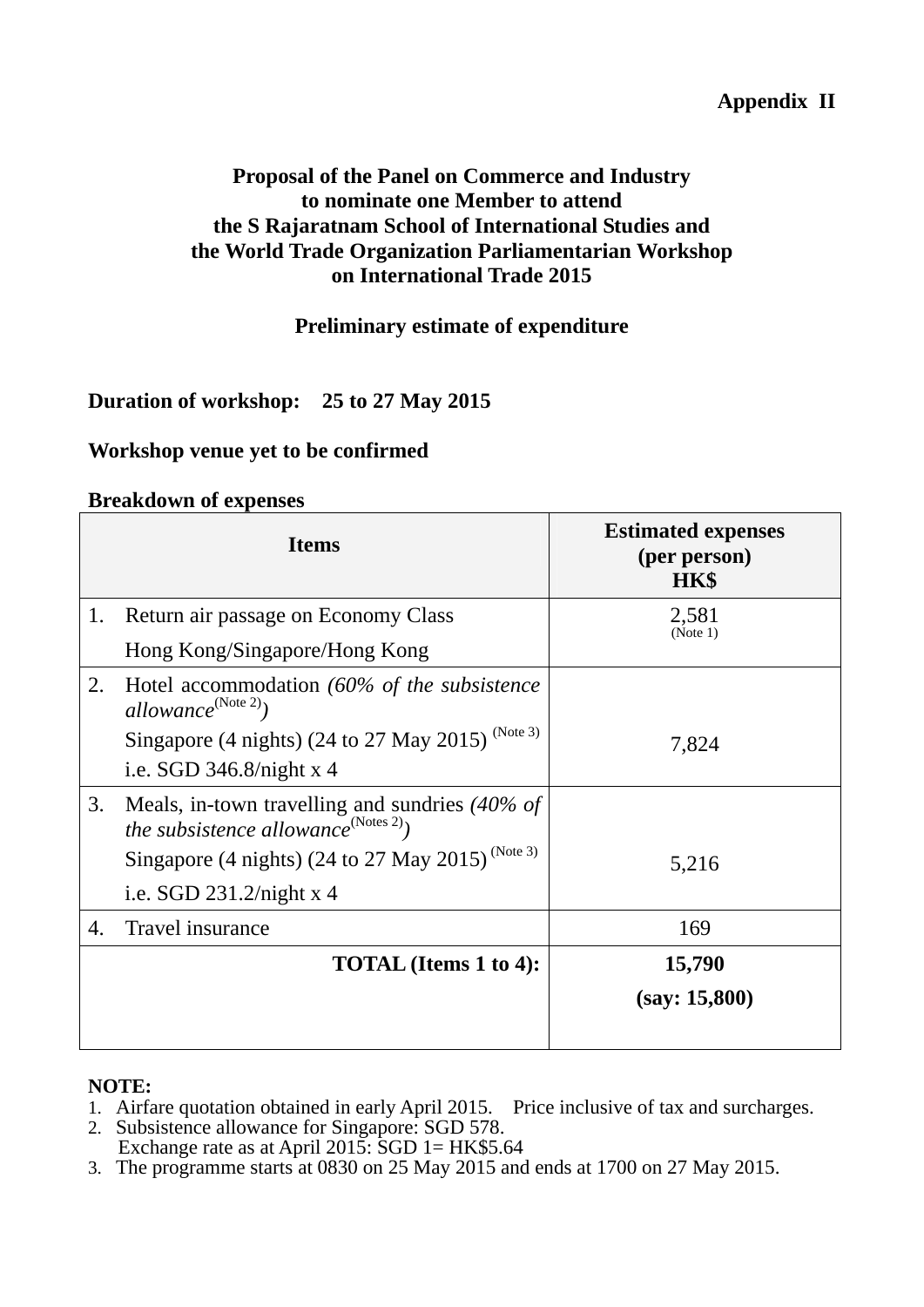**Appendix II**

**Proposal of the Panel on Commerce and Industry to nominate one Member to attend the S Rajaratnam School of International Studies and the World Trade Organization Parliamentarian Workshop on International Trade 2015**

**Preliminary estimate of expenditure**

**Duration of workshop: 25 to 27 May 2015**

**Workshop venue yet to be confirmed**

**Breakdown of expenses**

| Items | | Estimated expenses (per person) HK$ |
|---|---|---|
| 1. | Return air passage on Economy Class<br>Hong Kong/Singapore/Hong Kong | 2,581 (Note 1) |
| 2. | Hotel accommodation *(60% of the subsistence allowance*(Note 2)*)*<br>Singapore (4 nights) (24 to 27 May 2015) (Note 3)<br>i.e. SGD 346.8/night x 4 | 7,824 |
| 3. | Meals, in-town travelling and sundries *(40% of the subsistence allowance*(Notes 2)*)*<br>Singapore (4 nights) (24 to 27 May 2015) (Note 3)<br>i.e. SGD 231.2/night x 4 | 5,216 |
| 4. | Travel insurance | 169 |
| | **TOTAL (Items 1 to 4):** | **15,790**<br>**(say: 15,800)** |

**NOTE:**

1. Airfare quotation obtained in early April 2015. Price inclusive of tax and surcharges.
2. Subsistence allowance for Singapore: SGD 578.
   Exchange rate as at April 2015: SGD 1= HK$5.64
3. The programme starts at 0830 on 25 May 2015 and ends at 1700 on 27 May 2015.